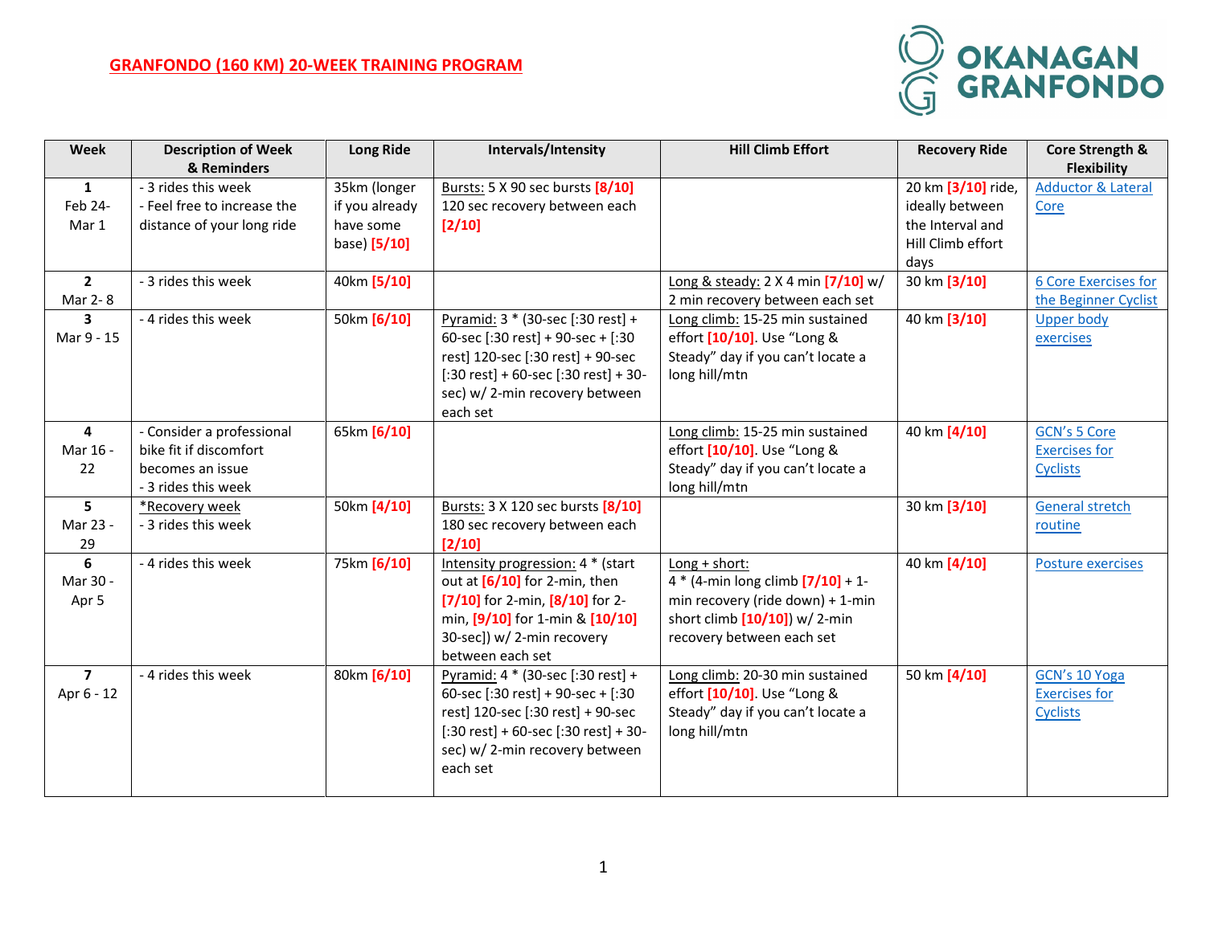# GRANFONDO (160 KM) 20-WEEK TRAINING PROGRAM

OKANAGAN GRANFONDO

| Week | Description of Week & Reminders | Long Ride | Intervals/Intensity | Hill Climb Effort | Recovery Ride | Core Strength & Flexibility |
|---|---|---|---|---|---|---|
| **1** Feb 24- Mar 1 | - 3 rides this week<br>- Feel free to increase the distance of your long ride | 35km (longer if you already have some base) **[5/10]** | Bursts: 5 X 90 sec bursts **[8/10]** 120 sec recovery between each **[2/10]** | | 20 km **[3/10]** ride, ideally between the Interval and Hill Climb effort days | Adductor & Lateral Core |
| **2** Mar 2- 8 | - 3 rides this week | 40km **[5/10]** | | Long & steady: 2 X 4 min **[7/10]** w/ 2 min recovery between each set | 30 km **[3/10]** | 6 Core Exercises for the Beginner Cyclist |
| **3** Mar 9 - 15 | - 4 rides this week | 50km **[6/10]** | Pyramid: 3 * (30-sec [:30 rest] + 60-sec [:30 rest] + 90-sec + [:30 rest] 120-sec [:30 rest] + 90-sec [:30 rest] + 60-sec [:30 rest] + 30-sec) w/ 2-min recovery between each set | Long climb: 15-25 min sustained effort **[10/10]**. Use "Long & Steady" day if you can't locate a long hill/mtn | 40 km **[3/10]** | Upper body exercises |
| **4** Mar 16 - 22 | - Consider a professional bike fit if discomfort becomes an issue<br>- 3 rides this week | 65km **[6/10]** | | Long climb: 15-25 min sustained effort **[10/10]**. Use "Long & Steady" day if you can't locate a long hill/mtn | 40 km **[4/10]** | GCN's 5 Core Exercises for Cyclists |
| **5** Mar 23 - 29 | *Recovery week<br>- 3 rides this week | 50km **[4/10]** | Bursts: 3 X 120 sec bursts **[8/10]** 180 sec recovery between each **[2/10]** | | 30 km **[3/10]** | General stretch routine |
| **6** Mar 30 - Apr 5 | - 4 rides this week | 75km **[6/10]** | Intensity progression: 4 * (start out at **[6/10]** for 2-min, then **[7/10]** for 2-min, **[8/10]** for 2-min, **[9/10]** for 1-min & **[10/10]** 30-sec]) w/ 2-min recovery between each set | Long + short:<br>4 * (4-min long climb **[7/10]** + 1-min recovery (ride down) + 1-min short climb **[10/10]**) w/ 2-min recovery between each set | 40 km **[4/10]** | Posture exercises |
| **7** Apr 6 - 12 | - 4 rides this week | 80km **[6/10]** | Pyramid: 4 * (30-sec [:30 rest] + 60-sec [:30 rest] + 90-sec + [:30 rest] 120-sec [:30 rest] + 90-sec [:30 rest] + 60-sec [:30 rest] + 30-sec) w/ 2-min recovery between each set | Long climb: 20-30 min sustained effort **[10/10]**. Use "Long & Steady" day if you can't locate a long hill/mtn | 50 km **[4/10]** | GCN's 10 Yoga Exercises for Cyclists |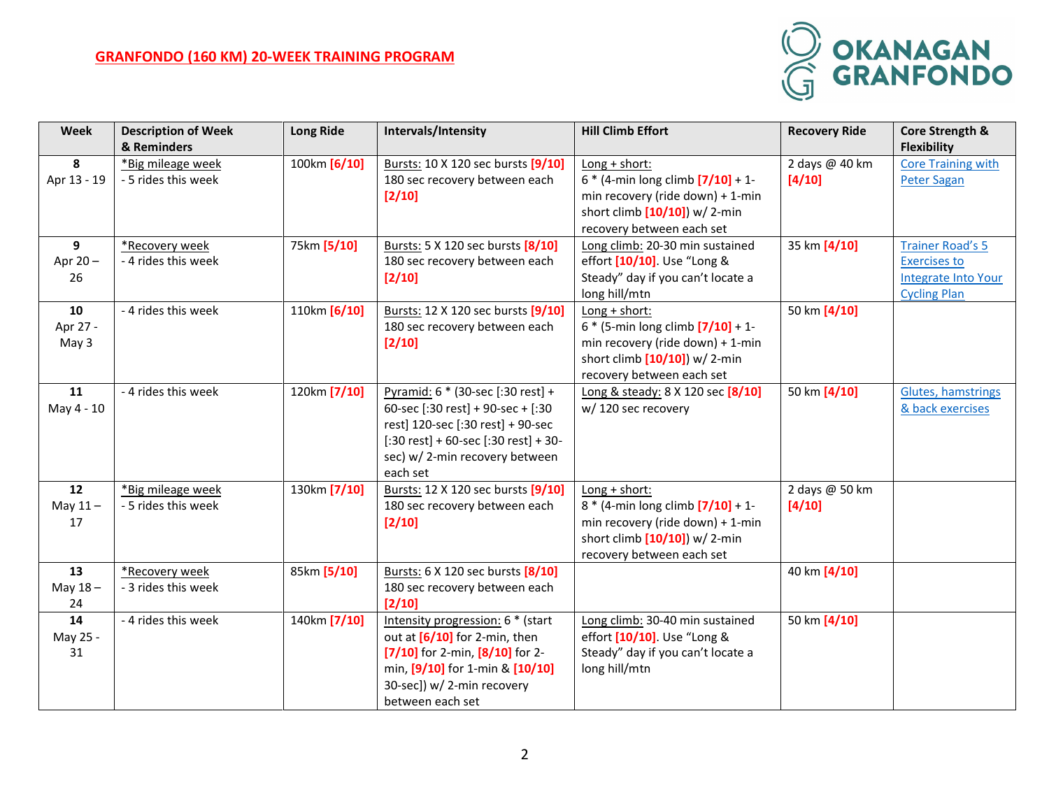GRANFONDO (160 KM) 20-WEEK TRAINING PROGRAM

| Week | Description of Week & Reminders | Long Ride | Intervals/Intensity | Hill Climb Effort | Recovery Ride | Core Strength & Flexibility |
|---|---|---|---|---|---|---|
| **8** Apr 13 - 19 | *Big mileage week - 5 rides this week | 100km [6/10] | Bursts: 10 X 120 sec bursts [9/10] 180 sec recovery between each [2/10] | Long + short: 6 * (4-min long climb [7/10] + 1-min recovery (ride down) + 1-min short climb [10/10]) w/ 2-min recovery between each set | 2 days @ 40 km [4/10] | Core Training with Peter Sagan |
| **9** Apr 20 – 26 | *Recovery week - 4 rides this week | 75km [5/10] | Bursts: 5 X 120 sec bursts [8/10] 180 sec recovery between each [2/10] | Long climb: 20-30 min sustained effort [10/10]. Use "Long & Steady" day if you can't locate a long hill/mtn | 35 km [4/10] | Trainer Road's 5 Exercises to Integrate Into Your Cycling Plan |
| **10** Apr 27 - May 3 | - 4 rides this week | 110km [6/10] | Bursts: 12 X 120 sec bursts [9/10] 180 sec recovery between each [2/10] | Long + short: 6 * (5-min long climb [7/10] + 1-min recovery (ride down) + 1-min short climb [10/10]) w/ 2-min recovery between each set | 50 km [4/10] | |
| **11** May 4 - 10 | - 4 rides this week | 120km [7/10] | Pyramid: 6 * (30-sec [:30 rest] + 60-sec [:30 rest] + 90-sec + [:30 rest] 120-sec [:30 rest] + 90-sec [:30 rest] + 60-sec [:30 rest] + 30-sec) w/ 2-min recovery between each set | Long & steady: 8 X 120 sec [8/10] w/ 120 sec recovery | 50 km [4/10] | Glutes, hamstrings & back exercises |
| **12** May 11 – 17 | *Big mileage week - 5 rides this week | 130km [7/10] | Bursts: 12 X 120 sec bursts [9/10] 180 sec recovery between each [2/10] | Long + short: 8 * (4-min long climb [7/10] + 1-min recovery (ride down) + 1-min short climb [10/10]) w/ 2-min recovery between each set | 2 days @ 50 km [4/10] | |
| **13** May 18 – 24 | *Recovery week - 3 rides this week | 85km [5/10] | Bursts: 6 X 120 sec bursts [8/10] 180 sec recovery between each [2/10] | | 40 km [4/10] | |
| **14** May 25 - 31 | - 4 rides this week | 140km [7/10] | Intensity progression: 6 * (start out at [6/10] for 2-min, then [7/10] for 2-min, [8/10] for 2-min, [9/10] for 1-min & [10/10] 30-sec]) w/ 2-min recovery between each set | Long climb: 30-40 min sustained effort [10/10]. Use "Long & Steady" day if you can't locate a long hill/mtn | 50 km [4/10] | |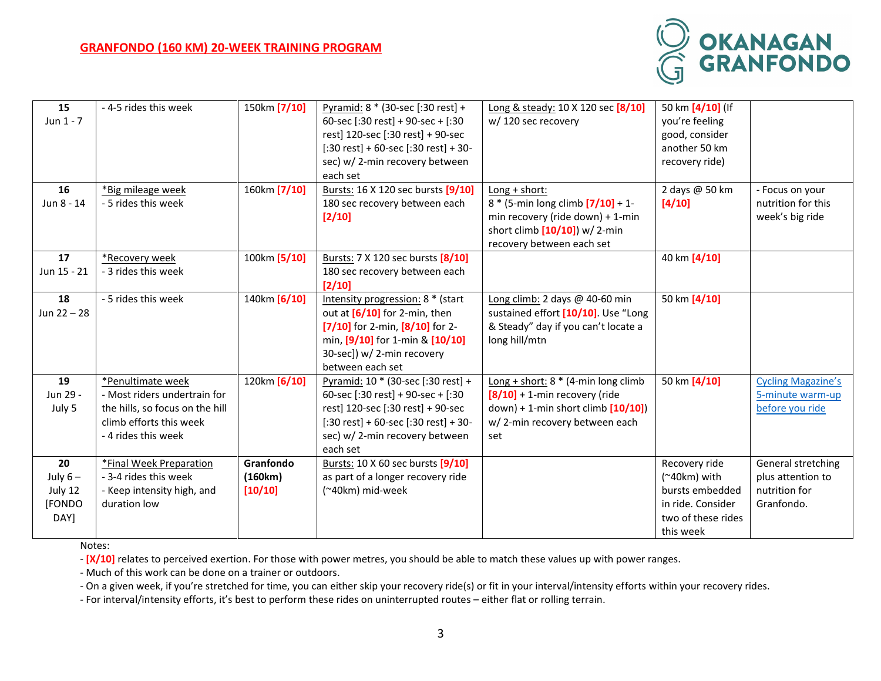GRANFONDO (160 KM) 20-WEEK TRAINING PROGRAM

OKANAGAN GRANFONDO

| | | | | | | |
|---|---|---|---|---|---|---|
| 15<br>Jun 1 - 7 | - 4-5 rides this week | 150km [7/10] | Pyramid: 8 * (30-sec [:30 rest] + 60-sec [:30 rest] + 90-sec + [:30 rest] 120-sec [:30 rest] + 90-sec [:30 rest] + 60-sec [:30 rest] + 30-sec) w/ 2-min recovery between each set | Long & steady: 10 X 120 sec [8/10] w/ 120 sec recovery | 50 km [4/10] (If you're feeling good, consider another 50 km recovery ride) | |
| 16<br>Jun 8 - 14 | *Big mileage week<br>- 5 rides this week | 160km [7/10] | Bursts: 16 X 120 sec bursts [9/10] 180 sec recovery between each [2/10] | Long + short:<br>8 * (5-min long climb [7/10] + 1-min recovery (ride down) + 1-min short climb [10/10]) w/ 2-min recovery between each set | 2 days @ 50 km [4/10] | - Focus on your nutrition for this week's big ride |
| 17<br>Jun 15 - 21 | *Recovery week<br>- 3 rides this week | 100km [5/10] | Bursts: 7 X 120 sec bursts [8/10] 180 sec recovery between each [2/10] | | 40 km [4/10] | |
| 18<br>Jun 22 – 28 | - 5 rides this week | 140km [6/10] | Intensity progression: 8 * (start out at [6/10] for 2-min, then [7/10] for 2-min, [8/10] for 2-min, [9/10] for 1-min & [10/10] 30-sec]) w/ 2-min recovery between each set | Long climb: 2 days @ 40-60 min sustained effort [10/10]. Use "Long & Steady" day if you can't locate a long hill/mtn | 50 km [4/10] | |
| 19<br>Jun 29 - July 5 | *Penultimate week<br>- Most riders undertrain for the hills, so focus on the hill climb efforts this week<br>- 4 rides this week | 120km [6/10] | Pyramid: 10 * (30-sec [:30 rest] + 60-sec [:30 rest] + 90-sec + [:30 rest] 120-sec [:30 rest] + 90-sec [:30 rest] + 60-sec [:30 rest] + 30-sec) w/ 2-min recovery between each set | Long + short: 8 * (4-min long climb [8/10] + 1-min recovery (ride down) + 1-min short climb [10/10]) w/ 2-min recovery between each set | 50 km [4/10] | Cycling Magazine's 5-minute warm-up before you ride |
| 20<br>July 6 – July 12<br>[FONDO DAY] | *Final Week Preparation<br>- 3-4 rides this week<br>- Keep intensity high, and duration low | **Granfondo (160km) [10/10]** | Bursts: 10 X 60 sec bursts [9/10] as part of a longer recovery ride (~40km) mid-week | | Recovery ride (~40km) with bursts embedded in ride. Consider two of these rides this week | General stretching plus attention to nutrition for Granfondo. |

Notes:
- [X/10] relates to perceived exertion. For those with power metres, you should be able to match these values up with power ranges.
- Much of this work can be done on a trainer or outdoors.
- On a given week, if you're stretched for time, you can either skip your recovery ride(s) or fit in your interval/intensity efforts within your recovery rides.
- For interval/intensity efforts, it's best to perform these rides on uninterrupted routes – either flat or rolling terrain.